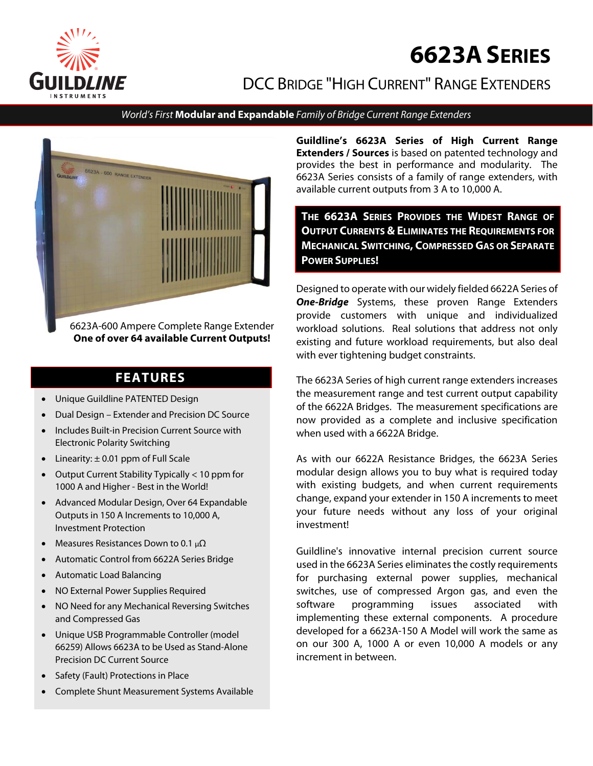// 6623A Series

## DCC Bridge "High Current" Range Extenders

*World's First* **Modular and Expandable** *Family of Bridge Current Range Extenders*

6623A-600 Ampere Complete Range Extender
**One of over 64 available Current Outputs!**

## FEATURES

- Unique Guildline PATENTED Design
- Dual Design – Extender and Precision DC Source
- Includes Built-in Precision Current Source with Electronic Polarity Switching
- Linearity: ± 0.01 ppm of Full Scale
- Output Current Stability Typically < 10 ppm for 1000 A and Higher - Best in the World!
- Advanced Modular Design, Over 64 Expandable Outputs in 150 A Increments to 10,000 A, Investment Protection
- Measures Resistances Down to 0.1 μΩ
- Automatic Control from 6622A Series Bridge
- Automatic Load Balancing
- NO External Power Supplies Required
- NO Need for any Mechanical Reversing Switches and Compressed Gas
- Unique USB Programmable Controller (model 66259) Allows 6623A to be Used as Stand-Alone Precision DC Current Source
- Safety (Fault) Protections in Place
- Complete Shunt Measurement Systems Available

**Guildline's 6623A Series of High Current Range Extenders / Sources** is based on patented technology and provides the best in performance and modularity. The 6623A Series consists of a family of range extenders, with available current outputs from 3 A to 10,000 A.

**THE 6623A SERIES PROVIDES THE WIDEST RANGE OF OUTPUT CURRENTS & ELIMINATES THE REQUIREMENTS FOR MECHANICAL SWITCHING, COMPRESSED GAS OR SEPARATE POWER SUPPLIES!**

Designed to operate with our widely fielded 6622A Series of ***One-Bridge*** Systems, these proven Range Extenders provide customers with unique and individualized workload solutions. Real solutions that address not only existing and future workload requirements, but also deal with ever tightening budget constraints.

The 6623A Series of high current range extenders increases the measurement range and test current output capability of the 6622A Bridges. The measurement specifications are now provided as a complete and inclusive specification when used with a 6622A Bridge.

As with our 6622A Resistance Bridges, the 6623A Series modular design allows you to buy what is required today with existing budgets, and when current requirements change, expand your extender in 150 A increments to meet your future needs without any loss of your original investment!

Guildline's innovative internal precision current source used in the 6623A Series eliminates the costly requirements for purchasing external power supplies, mechanical switches, use of compressed Argon gas, and even the software programming issues associated with implementing these external components. A procedure developed for a 6623A-150 A Model will work the same as on our 300 A, 1000 A or even 10,000 A models or any increment in between.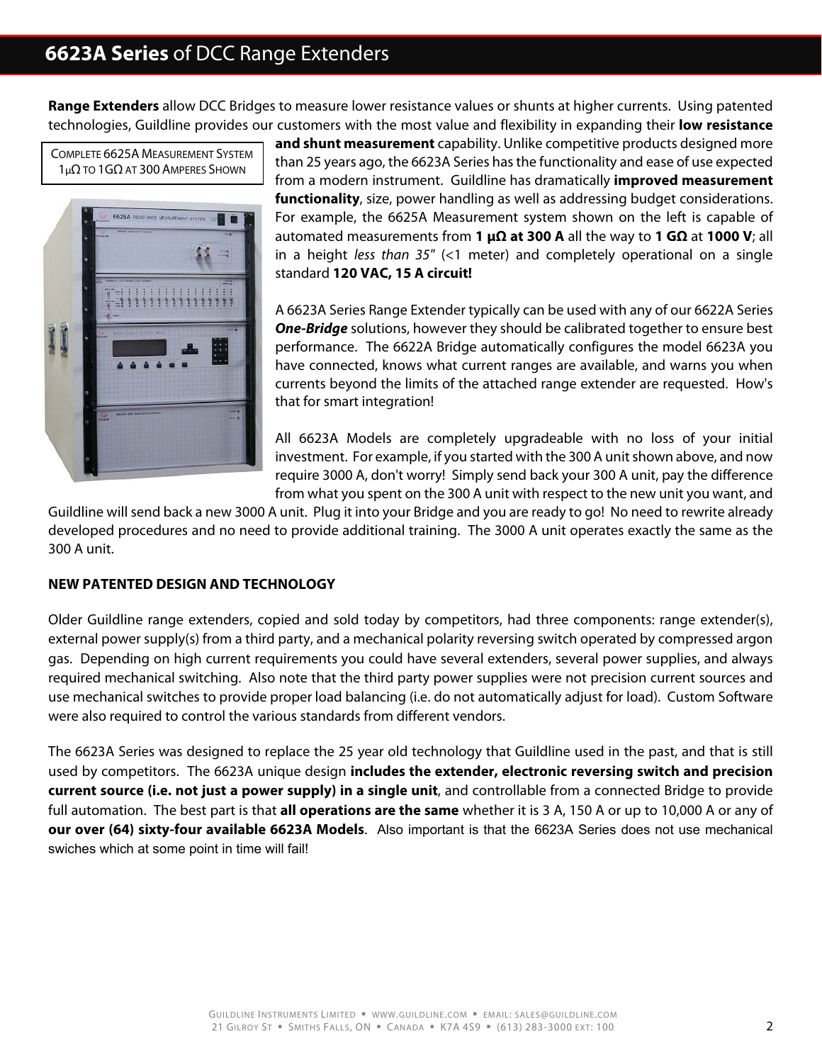## **6623A Series** of DCC Range Extenders

**Range Extenders** allow DCC Bridges to measure lower resistance values or shunts at higher currents. Using patented technologies, Guildline provides our customers with the most value and flexibility in expanding their **low resistance and shunt measurement** capability. Unlike competitive products designed more than 25 years ago, the 6623A Series has the functionality and ease of use expected from a modern instrument. Guildline has dramatically **improved measurement functionality**, size, power handling as well as addressing budget considerations. For example, the 6625A Measurement system shown on the left is capable of automated measurements from **1 μΩ at 300 A** all the way to **1 GΩ** at **1000 V**; all in a height *less than 35"* (<1 meter) and completely operational on a single standard **120 VAC, 15 A circuit!**

COMPLETE 6625A MEASUREMENT SYSTEM 1μΩ TO 1GΩ AT 300 AMPERES SHOWN

A 6623A Series Range Extender typically can be used with any of our 6622A Series ***One-Bridge*** solutions, however they should be calibrated together to ensure best performance. The 6622A Bridge automatically configures the model 6623A you have connected, knows what current ranges are available, and warns you when currents beyond the limits of the attached range extender are requested. How's that for smart integration!

All 6623A Models are completely upgradeable with no loss of your initial investment. For example, if you started with the 300 A unit shown above, and now require 3000 A, don't worry! Simply send back your 300 A unit, pay the difference from what you spent on the 300 A unit with respect to the new unit you want, and Guildline will send back a new 3000 A unit. Plug it into your Bridge and you are ready to go! No need to rewrite already developed procedures and no need to provide additional training. The 3000 A unit operates exactly the same as the 300 A unit.

**NEW PATENTED DESIGN AND TECHNOLOGY**

Older Guildline range extenders, copied and sold today by competitors, had three components: range extender(s), external power supply(s) from a third party, and a mechanical polarity reversing switch operated by compressed argon gas. Depending on high current requirements you could have several extenders, several power supplies, and always required mechanical switching. Also note that the third party power supplies were not precision current sources and use mechanical switches to provide proper load balancing (i.e. do not automatically adjust for load). Custom Software were also required to control the various standards from different vendors.

The 6623A Series was designed to replace the 25 year old technology that Guildline used in the past, and that is still used by competitors. The 6623A unique design **includes the extender, electronic reversing switch and precision current source (i.e. not just a power supply) in a single unit**, and controllable from a connected Bridge to provide full automation. The best part is that **all operations are the same** whether it is 3 A, 150 A or up to 10,000 A or any of **our over (64) sixty-four available 6623A Models**. Also important is that the 6623A Series does not use mechanical swiches which at some point in time will fail!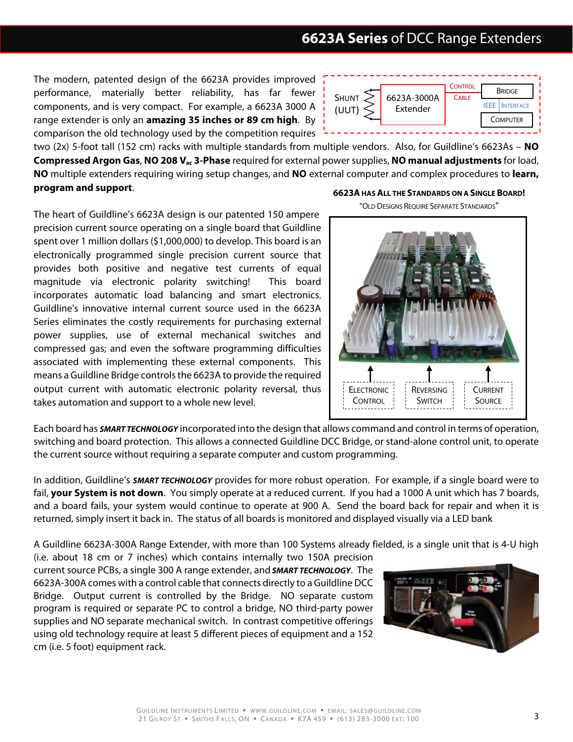## 6623A Series of DCC Range Extenders

The modern, patented design of the 6623A provides improved performance, materially better reliability, has far fewer components, and is very compact. For example, a 6623A 3000 A range extender is only an **amazing 35 inches or 89 cm high**. By comparison the old technology used by the competition requires two (2x) 5-foot tall (152 cm) racks with multiple standards from multiple vendors. Also, for Guildline's 6623As – **NO Compressed Argon Gas**, **NO 208 $V_{ac}$ 3-Phase** required for external power supplies, **NO manual adjustments** for load, **NO** multiple extenders requiring wiring setup changes, and **NO** external computer and complex procedures to **learn, program and support**.

SHUNT (UUT) — 6623A-3000A Extender — CONTROL CABLE — BRIDGE — IEEE INTERFACE — COMPUTER

The heart of Guildline's 6623A design is our patented 150 ampere precision current source operating on a single board that Guildline spent over 1 million dollars ($1,000,000) to develop. This board is an electronically programmed single precision current source that provides both positive and negative test currents of equal magnitude via electronic polarity switching! This board incorporates automatic load balancing and smart electronics. Guildline's innovative internal current source used in the 6623A Series eliminates the costly requirements for purchasing external power supplies, use of external mechanical switches and compressed gas; and even the software programming difficulties associated with implementing these external components. This means a Guildline Bridge controls the 6623A to provide the required output current with automatic electronic polarity reversal, thus takes automation and support to a whole new level.

**6623A HAS ALL THE STANDARDS ON A SINGLE BOARD!**

"OLD DESIGNS REQUIRE SEPARATE STANDARDS"

ELECTRONIC CONTROL — REVERSING SWITCH — CURRENT SOURCE

Each board has ***SMART TECHNOLOGY*** incorporated into the design that allows command and control in terms of operation, switching and board protection. This allows a connected Guildline DCC Bridge, or stand-alone control unit, to operate the current source without requiring a separate computer and custom programming.

In addition, Guildline's ***SMART TECHNOLOGY*** provides for more robust operation. For example, if a single board were to fail, **your System is not down**. You simply operate at a reduced current. If you had a 1000 A unit which has 7 boards, and a board fails, your system would continue to operate at 900 A. Send the board back for repair and when it is returned, simply insert it back in. The status of all boards is monitored and displayed visually via a LED bank

A Guildline 6623A-300A Range Extender, with more than 100 Systems already fielded, is a single unit that is 4-U high (i.e. about 18 cm or 7 inches) which contains internally two 150A precision current source PCBs, a single 300 A range extender, and ***SMART TECHNOLOGY***. The 6623A-300A comes with a control cable that connects directly to a Guildline DCC Bridge. Output current is controlled by the Bridge. NO separate custom program is required or separate PC to control a bridge, NO third-party power supplies and NO separate mechanical switch. In contrast competitive offerings using old technology require at least 5 different pieces of equipment and a 152 cm (i.e. 5 foot) equipment rack.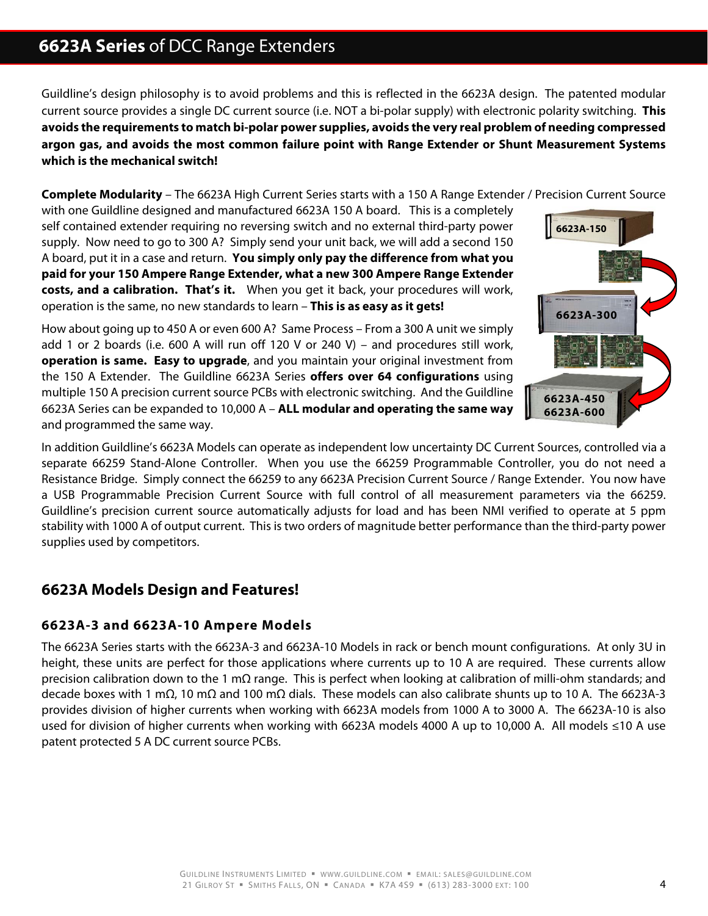## **6623A Series** of DCC Range Extenders

Guildline's design philosophy is to avoid problems and this is reflected in the 6623A design. The patented modular current source provides a single DC current source (i.e. NOT a bi-polar supply) with electronic polarity switching. **This avoids the requirements to match bi-polar power supplies, avoids the very real problem of needing compressed argon gas, and avoids the most common failure point with Range Extender or Shunt Measurement Systems which is the mechanical switch!**

**Complete Modularity** – The 6623A High Current Series starts with a 150 A Range Extender / Precision Current Source with one Guildline designed and manufactured 6623A 150 A board. This is a completely self contained extender requiring no reversing switch and no external third-party power supply. Now need to go to 300 A? Simply send your unit back, we will add a second 150 A board, put it in a case and return. **You simply only pay the difference from what you paid for your 150 Ampere Range Extender, what a new 300 Ampere Range Extender costs, and a calibration. That's it.** When you get it back, your procedures will work, operation is the same, no new standards to learn – **This is as easy as it gets!**

How about going up to 450 A or even 600 A? Same Process – From a 300 A unit we simply add 1 or 2 boards (i.e. 600 A will run off 120 V or 240 V) – and procedures still work, **operation is same. Easy to upgrade**, and you maintain your original investment from the 150 A Extender. The Guildline 6623A Series **offers over 64 configurations** using multiple 150 A precision current source PCBs with electronic switching. And the Guildline 6623A Series can be expanded to 10,000 A – **ALL modular and operating the same way** and programmed the same way.

6623A-150

6623A-300

6623A-450
6623A-600

In addition Guildline's 6623A Models can operate as independent low uncertainty DC Current Sources, controlled via a separate 66259 Stand-Alone Controller. When you use the 66259 Programmable Controller, you do not need a Resistance Bridge. Simply connect the 66259 to any 6623A Precision Current Source / Range Extender. You now have a USB Programmable Precision Current Source with full control of all measurement parameters via the 66259. Guildline's precision current source automatically adjusts for load and has been NMI verified to operate at 5 ppm stability with 1000 A of output current. This is two orders of magnitude better performance than the third-party power supplies used by competitors.

## 6623A Models Design and Features!

### 6623A-3 and 6623A-10 Ampere Models

The 6623A Series starts with the 6623A-3 and 6623A-10 Models in rack or bench mount configurations. At only 3U in height, these units are perfect for those applications where currents up to 10 A are required. These currents allow precision calibration down to the 1 mΩ range. This is perfect when looking at calibration of milli-ohm standards; and decade boxes with 1 mΩ, 10 mΩ and 100 mΩ dials. These models can also calibrate shunts up to 10 A. The 6623A-3 provides division of higher currents when working with 6623A models from 1000 A to 3000 A. The 6623A-10 is also used for division of higher currents when working with 6623A models 4000 A up to 10,000 A. All models ≤10 A use patent protected 5 A DC current source PCBs.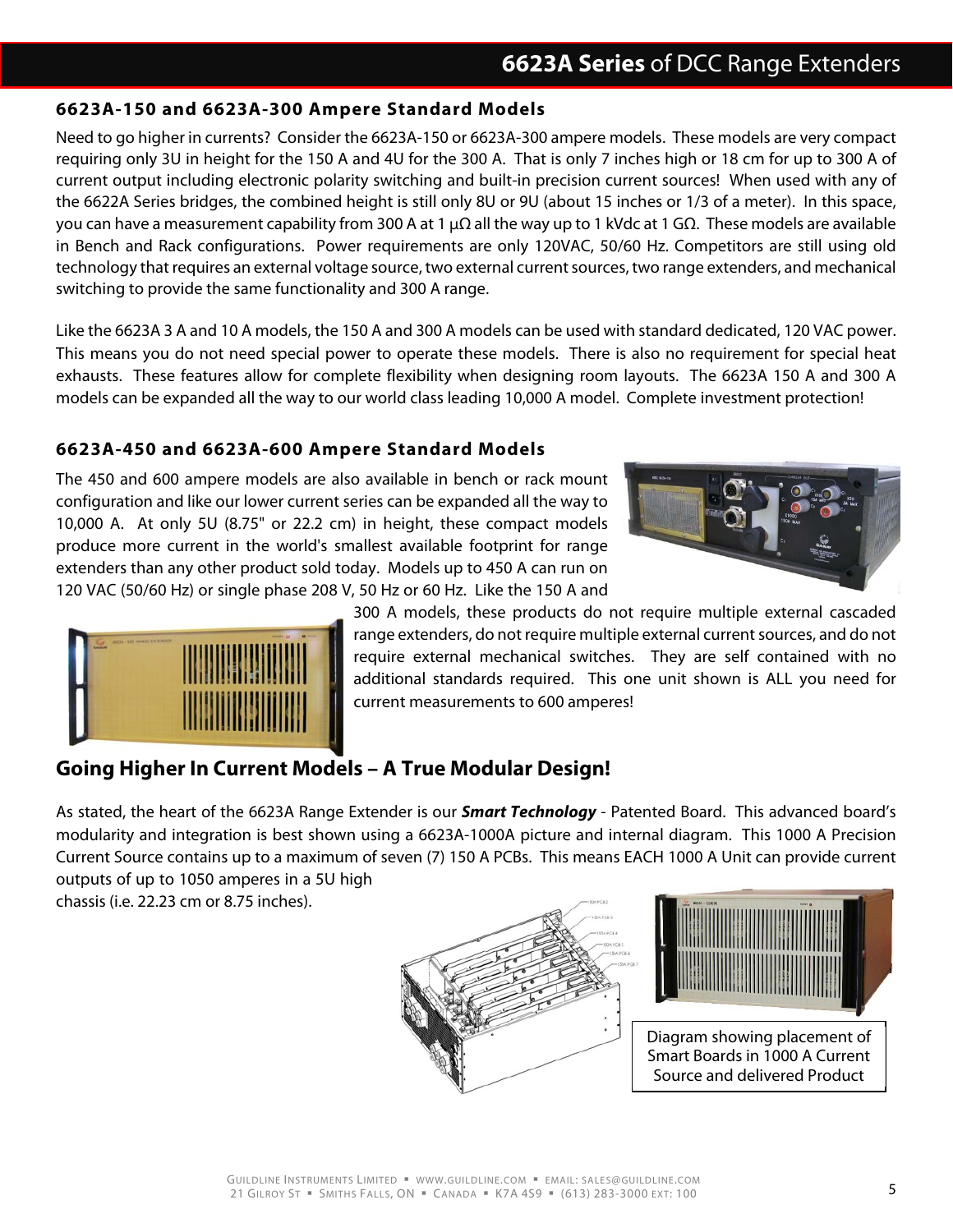## 6623A-150 and 6623A-300 Ampere Standard Models

Need to go higher in currents? Consider the 6623A-150 or 6623A-300 ampere models. These models are very compact requiring only 3U in height for the 150 A and 4U for the 300 A. That is only 7 inches high or 18 cm for up to 300 A of current output including electronic polarity switching and built-in precision current sources! When used with any of the 6622A Series bridges, the combined height is still only 8U or 9U (about 15 inches or 1/3 of a meter). In this space, you can have a measurement capability from 300 A at 1 μΩ all the way up to 1 kVdc at 1 GΩ. These models are available in Bench and Rack configurations. Power requirements are only 120VAC, 50/60 Hz. Competitors are still using old technology that requires an external voltage source, two external current sources, two range extenders, and mechanical switching to provide the same functionality and 300 A range.

Like the 6623A 3 A and 10 A models, the 150 A and 300 A models can be used with standard dedicated, 120 VAC power. This means you do not need special power to operate these models. There is also no requirement for special heat exhausts. These features allow for complete flexibility when designing room layouts. The 6623A 150 A and 300 A models can be expanded all the way to our world class leading 10,000 A model. Complete investment protection!

## 6623A-450 and 6623A-600 Ampere Standard Models

The 450 and 600 ampere models are also available in bench or rack mount configuration and like our lower current series can be expanded all the way to 10,000 A. At only 5U (8.75" or 22.2 cm) in height, these compact models produce more current in the world's smallest available footprint for range extenders than any other product sold today. Models up to 450 A can run on 120 VAC (50/60 Hz) or single phase 208 V, 50 Hz or 60 Hz. Like the 150 A and 300 A models, these products do not require multiple external cascaded range extenders, do not require multiple external current sources, and do not require external mechanical switches. They are self contained with no additional standards required. This one unit shown is ALL you need for current measurements to 600 amperes!

## Going Higher In Current Models – A True Modular Design!

As stated, the heart of the 6623A Range Extender is our ***Smart Technology*** - Patented Board. This advanced board's modularity and integration is best shown using a 6623A-1000A picture and internal diagram. This 1000 A Precision Current Source contains up to a maximum of seven (7) 150 A PCBs. This means EACH 1000 A Unit can provide current outputs of up to 1050 amperes in a 5U high chassis (i.e. 22.23 cm or 8.75 inches).

Diagram showing placement of Smart Boards in 1000 A Current Source and delivered Product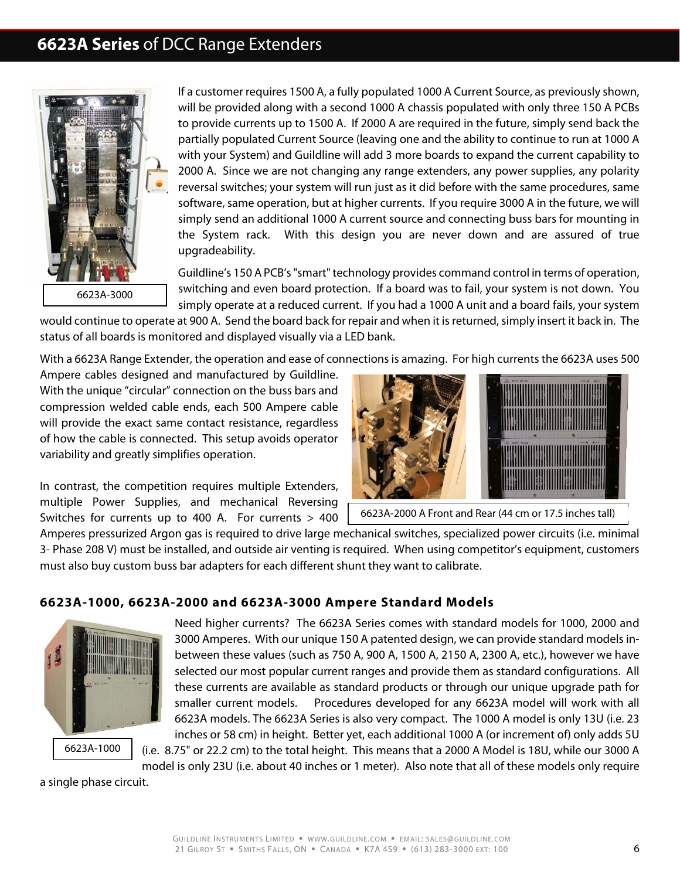## **6623A Series** of DCC Range Extenders

If a customer requires 1500 A, a fully populated 1000 A Current Source, as previously shown, will be provided along with a second 1000 A chassis populated with only three 150 A PCBs to provide currents up to 1500 A. If 2000 A are required in the future, simply send back the partially populated Current Source (leaving one and the ability to continue to run at 1000 A with your System) and Guildline will add 3 more boards to expand the current capability to 2000 A. Since we are not changing any range extenders, any power supplies, any polarity reversal switches; your system will run just as it did before with the same procedures, same software, same operation, but at higher currents. If you require 3000 A in the future, we will simply send an additional 1000 A current source and connecting buss bars for mounting in the System rack. With this design you are never down and are assured of true upgradeability.

6623A-3000

Guildline's 150 A PCB's "smart" technology provides command control in terms of operation, switching and even board protection. If a board was to fail, your system is not down. You simply operate at a reduced current. If you had a 1000 A unit and a board fails, your system would continue to operate at 900 A. Send the board back for repair and when it is returned, simply insert it back in. The status of all boards is monitored and displayed visually via a LED bank.

With a 6623A Range Extender, the operation and ease of connections is amazing. For high currents the 6623A uses 500 Ampere cables designed and manufactured by Guildline. With the unique "circular" connection on the buss bars and compression welded cable ends, each 500 Ampere cable will provide the exact same contact resistance, regardless of how the cable is connected. This setup avoids operator variability and greatly simplifies operation.

6623A-2000 A Front and Rear (44 cm or 17.5 inches tall)

In contrast, the competition requires multiple Extenders, multiple Power Supplies, and mechanical Reversing Switches for currents up to 400 A. For currents > 400 Amperes pressurized Argon gas is required to drive large mechanical switches, specialized power circuits (i.e. minimal 3- Phase 208 V) must be installed, and outside air venting is required. When using competitor's equipment, customers must also buy custom buss bar adapters for each different shunt they want to calibrate.

### 6623A-1000, 6623A-2000 and 6623A-3000 Ampere Standard Models

Need higher currents? The 6623A Series comes with standard models for 1000, 2000 and 3000 Amperes. With our unique 150 A patented design, we can provide standard models in-between these values (such as 750 A, 900 A, 1500 A, 2150 A, 2300 A, etc.), however we have selected our most popular current ranges and provide them as standard configurations. All these currents are available as standard products or through our unique upgrade path for smaller current models. Procedures developed for any 6623A model will work with all 6623A models. The 6623A Series is also very compact. The 1000 A model is only 13U (i.e. 23 inches or 58 cm) in height. Better yet, each additional 1000 A (or increment of) only adds 5U (i.e. 8.75" or 22.2 cm) to the total height. This means that a 2000 A Model is 18U, while our 3000 A model is only 23U (i.e. about 40 inches or 1 meter). Also note that all of these models only require a single phase circuit.

6623A-1000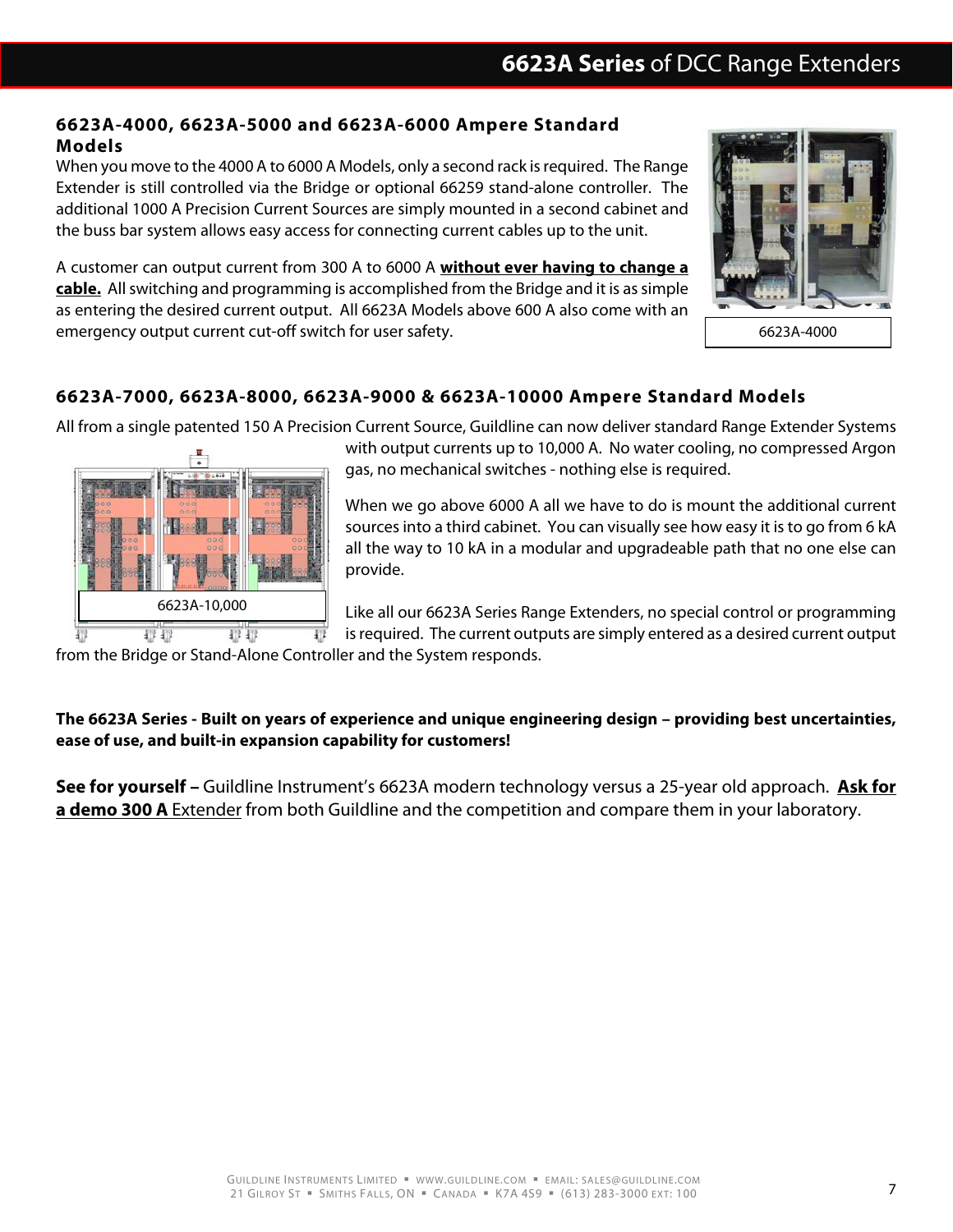## 6623A-4000, 6623A-5000 and 6623A-6000 Ampere Standard Models

When you move to the 4000 A to 6000 A Models, only a second rack is required. The Range Extender is still controlled via the Bridge or optional 66259 stand-alone controller. The additional 1000 A Precision Current Sources are simply mounted in a second cabinet and the buss bar system allows easy access for connecting current cables up to the unit.

A customer can output current from 300 A to 6000 A **without ever having to change a cable.** All switching and programming is accomplished from the Bridge and it is as simple as entering the desired current output. All 6623A Models above 600 A also come with an emergency output current cut-off switch for user safety.

6623A-4000

## 6623A-7000, 6623A-8000, 6623A-9000 & 6623A-10000 Ampere Standard Models

All from a single patented 150 A Precision Current Source, Guildline can now deliver standard Range Extender Systems with output currents up to 10,000 A. No water cooling, no compressed Argon gas, no mechanical switches - nothing else is required.

When we go above 6000 A all we have to do is mount the additional current sources into a third cabinet. You can visually see how easy it is to go from 6 kA all the way to 10 kA in a modular and upgradeable path that no one else can provide.

6623A-10,000

Like all our 6623A Series Range Extenders, no special control or programming is required. The current outputs are simply entered as a desired current output from the Bridge or Stand-Alone Controller and the System responds.

**The 6623A Series - Built on years of experience and unique engineering design – providing best uncertainties, ease of use, and built-in expansion capability for customers!**

**See for yourself –** Guildline Instrument's 6623A modern technology versus a 25-year old approach. **Ask for a demo 300 A** Extender from both Guildline and the competition and compare them in your laboratory.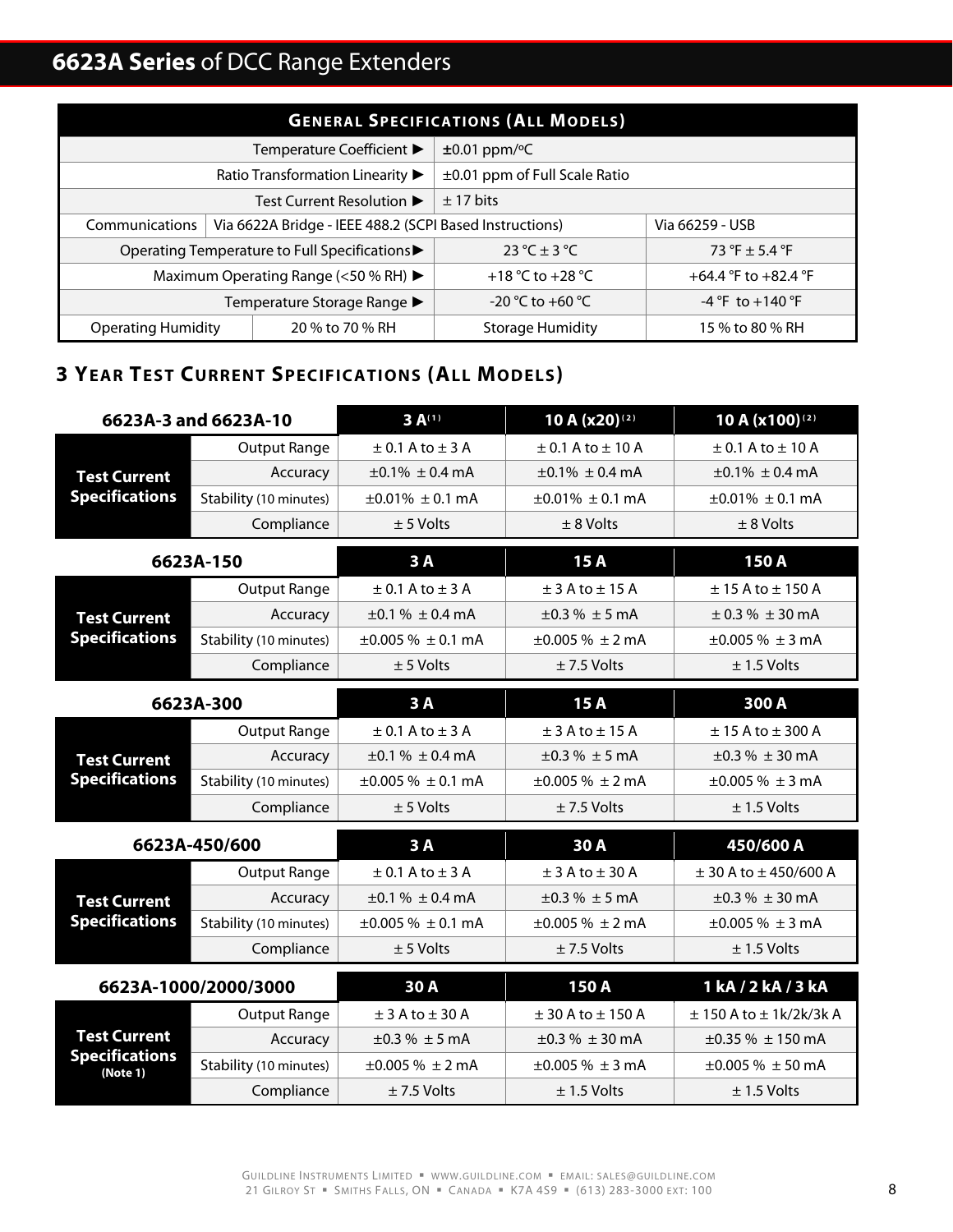# 6623A Series of DCC Range Extenders

| General Specifications (All Models) | | | |
|---|---|---|---|
| Temperature Coefficient ▶ | ±0.01 ppm/ºC | | |
| Ratio Transformation Linearity ▶ | ±0.01 ppm of Full Scale Ratio | | |
| Test Current Resolution ▶ | ± 17 bits | | |
| Communications | Via 6622A Bridge - IEEE 488.2 (SCPI Based Instructions) | | Via 66259 - USB |
| Operating Temperature to Full Specifications ▶ | 23 °C ± 3 °C | | 73 °F ± 5.4 °F |
| Maximum Operating Range (<50 % RH) ▶ | +18 °C to +28 °C | | +64.4 °F to +82.4 °F |
| Temperature Storage Range ▶ | -20 °C to +60 °C | | -4 °F to +140 °F |
| Operating Humidity | 20 % to 70 % RH | Storage Humidity | 15 % to 80 % RH |

## 3 Year Test Current Specifications (All Models)

| 6623A-3 and 6623A-10 | | 3 A[1] | 10 A (x20)[2] | 10 A (x100)[2] |
|---|---|---|---|---|
| Test Current Specifications | Output Range | ± 0.1 A to ± 3 A | ± 0.1 A to ± 10 A | ± 0.1 A to ± 10 A |
| | Accuracy | ±0.1% ± 0.4 mA | ±0.1% ± 0.4 mA | ±0.1% ± 0.4 mA |
| | Stability (10 minutes) | ±0.01% ± 0.1 mA | ±0.01% ± 0.1 mA | ±0.01% ± 0.1 mA |
| | Compliance | ± 5 Volts | ± 8 Volts | ± 8 Volts |

| 6623A-150 | | 3 A | 15 A | 150 A |
|---|---|---|---|---|
| Test Current Specifications | Output Range | ± 0.1 A to ± 3 A | ± 3 A to ± 15 A | ± 15 A to ± 150 A |
| | Accuracy | ±0.1 % ± 0.4 mA | ±0.3 % ± 5 mA | ± 0.3 % ± 30 mA |
| | Stability (10 minutes) | ±0.005 % ± 0.1 mA | ±0.005 % ± 2 mA | ±0.005 % ± 3 mA |
| | Compliance | ± 5 Volts | ± 7.5 Volts | ± 1.5 Volts |

| 6623A-300 | | 3 A | 15 A | 300 A |
|---|---|---|---|---|
| Test Current Specifications | Output Range | ± 0.1 A to ± 3 A | ± 3 A to ± 15 A | ± 15 A to ± 300 A |
| | Accuracy | ±0.1 % ± 0.4 mA | ±0.3 % ± 5 mA | ±0.3 % ± 30 mA |
| | Stability (10 minutes) | ±0.005 % ± 0.1 mA | ±0.005 % ± 2 mA | ±0.005 % ± 3 mA |
| | Compliance | ± 5 Volts | ± 7.5 Volts | ± 1.5 Volts |

| 6623A-450/600 | | 3 A | 30 A | 450/600 A |
|---|---|---|---|---|
| Test Current Specifications | Output Range | ± 0.1 A to ± 3 A | ± 3 A to ± 30 A | ± 30 A to ± 450/600 A |
| | Accuracy | ±0.1 % ± 0.4 mA | ±0.3 % ± 5 mA | ±0.3 % ± 30 mA |
| | Stability (10 minutes) | ±0.005 % ± 0.1 mA | ±0.005 % ± 2 mA | ±0.005 % ± 3 mA |
| | Compliance | ± 5 Volts | ± 7.5 Volts | ± 1.5 Volts |

| 6623A-1000/2000/3000 | | 30 A | 150 A | 1 kA / 2 kA / 3 kA |
|---|---|---|---|---|
| Test Current Specifications (Note 1) | Output Range | ± 3 A to ± 30 A | ± 30 A to ± 150 A | ± 150 A to ± 1k/2k/3k A |
| | Accuracy | ±0.3 % ± 5 mA | ±0.3 % ± 30 mA | ±0.35 % ± 150 mA |
| | Stability (10 minutes) | ±0.005 % ± 2 mA | ±0.005 % ± 3 mA | ±0.005 % ± 50 mA |
| | Compliance | ± 7.5 Volts | ± 1.5 Volts | ± 1.5 Volts |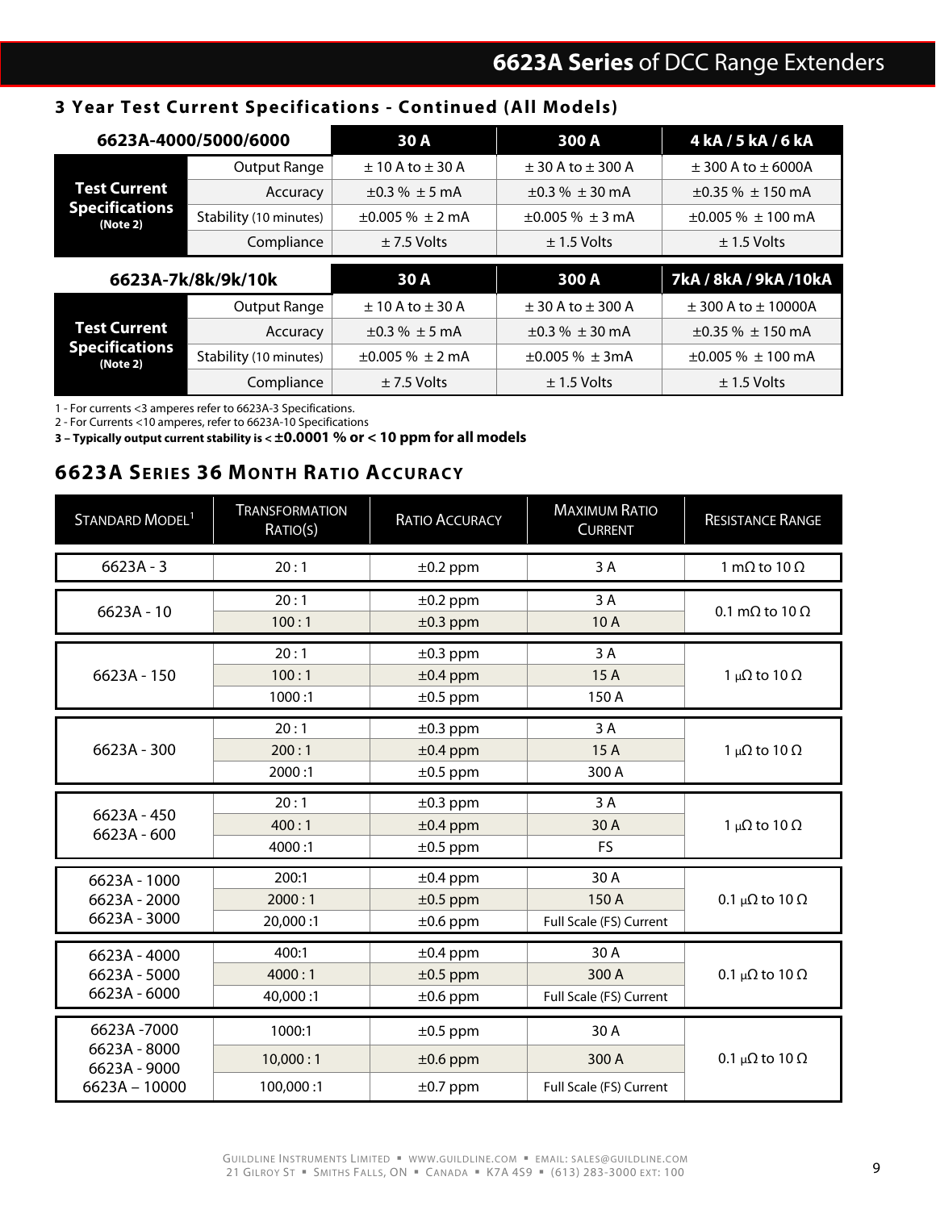## 3 Year Test Current Specifications - Continued (All Models)

| 6623A-4000/5000/6000 | | 30 A | 300 A | 4 kA / 5 kA / 6 kA |
|---|---|---|---|---|
| Test Current Specifications (Note 2) | Output Range | ± 10 A to ± 30 A | ± 30 A to ± 300 A | ± 300 A to ± 6000A |
| | Accuracy | ±0.3 % ± 5 mA | ±0.3 % ± 30 mA | ±0.35 % ± 150 mA |
| | Stability (10 minutes) | ±0.005 % ± 2 mA | ±0.005 % ± 3 mA | ±0.005 % ± 100 mA |
| | Compliance | ± 7.5 Volts | ± 1.5 Volts | ± 1.5 Volts |

| 6623A-7k/8k/9k/10k | | 30 A | 300 A | 7kA / 8kA / 9kA /10kA |
|---|---|---|---|---|
| Test Current Specifications (Note 2) | Output Range | ± 10 A to ± 30 A | ± 30 A to ± 300 A | ± 300 A to ± 10000A |
| | Accuracy | ±0.3 % ± 5 mA | ±0.3 % ± 30 mA | ±0.35 % ± 150 mA |
| | Stability (10 minutes) | ±0.005 % ± 2 mA | ±0.005 % ± 3mA | ±0.005 % ± 100 mA |
| | Compliance | ± 7.5 Volts | ± 1.5 Volts | ± 1.5 Volts |

1 - For currents <3 amperes refer to 6623A-3 Specifications.
2 - For Currents <10 amperes, refer to 6623A-10 Specifications
**3 – Typically output current stability is < ±0.0001 % or < 10 ppm for all models**

## 6623A Series 36 Month Ratio Accuracy

| Standard Model[1] | Transformation Ratio(s) | Ratio Accuracy | Maximum Ratio Current | Resistance Range |
|---|---|---|---|---|
| 6623A - 3 | 20 : 1 | ±0.2 ppm | 3 A | 1 mΩ to 10 Ω |
| 6623A - 10 | 20 : 1 | ±0.2 ppm | 3 A | 0.1 mΩ to 10 Ω |
| | 100 : 1 | ±0.3 ppm | 10 A | |
| 6623A - 150 | 20 : 1 | ±0.3 ppm | 3 A | 1 μΩ to 10 Ω |
| | 100 : 1 | ±0.4 ppm | 15 A | |
| | 1000 :1 | ±0.5 ppm | 150 A | |
| 6623A - 300 | 20 : 1 | ±0.3 ppm | 3 A | 1 μΩ to 10 Ω |
| | 200 : 1 | ±0.4 ppm | 15 A | |
| | 2000 :1 | ±0.5 ppm | 300 A | |
| 6623A - 450<br>6623A - 600 | 20 : 1 | ±0.3 ppm | 3 A | 1 μΩ to 10 Ω |
| | 400 : 1 | ±0.4 ppm | 30 A | |
| | 4000 :1 | ±0.5 ppm | FS | |
| 6623A - 1000<br>6623A - 2000<br>6623A - 3000 | 200:1 | ±0.4 ppm | 30 A | 0.1 μΩ to 10 Ω |
| | 2000 : 1 | ±0.5 ppm | 150 A | |
| | 20,000 :1 | ±0.6 ppm | Full Scale (FS) Current | |
| 6623A - 4000<br>6623A - 5000<br>6623A - 6000 | 400:1 | ±0.4 ppm | 30 A | 0.1 μΩ to 10 Ω |
| | 4000 : 1 | ±0.5 ppm | 300 A | |
| | 40,000 :1 | ±0.6 ppm | Full Scale (FS) Current | |
| 6623A -7000<br>6623A - 8000<br>6623A - 9000<br>6623A – 10000 | 1000:1 | ±0.5 ppm | 30 A | 0.1 μΩ to 10 Ω |
| | 10,000 : 1 | ±0.6 ppm | 300 A | |
| | 100,000 :1 | ±0.7 ppm | Full Scale (FS) Current | |

Guildline Instruments Limited ▪ www.guildline.com ▪ email: sales@guildline.com
21 Gilroy St ▪ Smiths Falls, ON ▪ Canada ▪ K7A 4S9 ▪ (613) 283-3000 ext: 100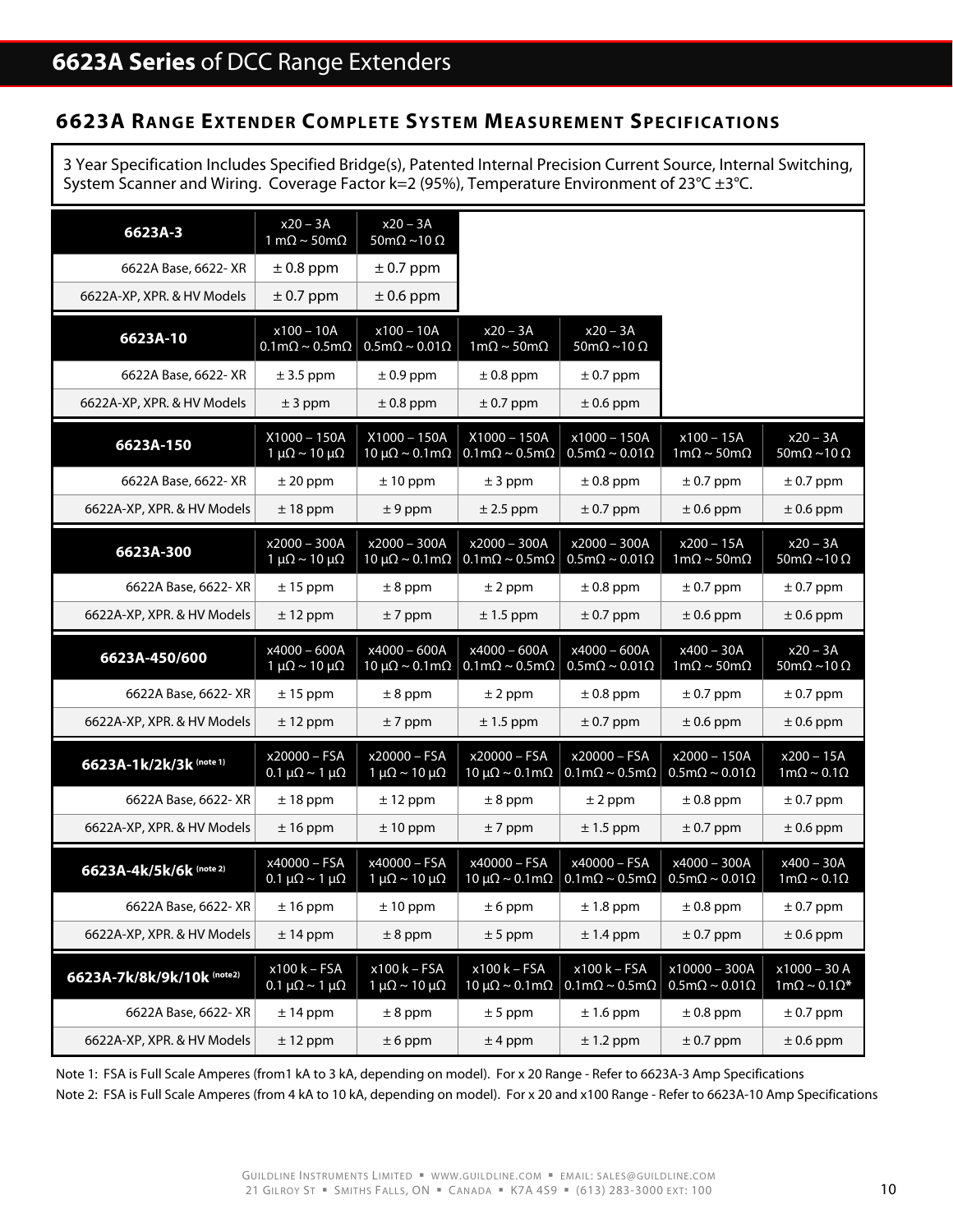# 6623A Series of DCC Range Extenders

## 6623A Range Extender Complete System Measurement Specifications

3 Year Specification Includes Specified Bridge(s), Patented Internal Precision Current Source, Internal Switching, System Scanner and Wiring. Coverage Factor k=2 (95%), Temperature Environment of 23°C ±3°C.

| 6623A-3 | x20 – 3A 1 mΩ ~ 50mΩ | x20 – 3A 50mΩ ~10 Ω | | | | |
|---|---|---|---|---|---|---|
| 6622A Base, 6622- XR | ± 0.8 ppm | ± 0.7 ppm | | | | |
| 6622A-XP, XPR. & HV Models | ± 0.7 ppm | ± 0.6 ppm | | | | |
| **6623A-10** | x100 – 10A 0.1mΩ ~ 0.5mΩ | x100 – 10A 0.5mΩ ~ 0.01Ω | x20 – 3A 1mΩ ~ 50mΩ | x20 – 3A 50mΩ ~10 Ω | | |
| 6622A Base, 6622- XR | ± 3.5 ppm | ± 0.9 ppm | ± 0.8 ppm | ± 0.7 ppm | | |
| 6622A-XP, XPR. & HV Models | ± 3 ppm | ± 0.8 ppm | ± 0.7 ppm | ± 0.6 ppm | | |
| **6623A-150** | X1000 – 150A 1 μΩ ~ 10 μΩ | X1000 – 150A 10 μΩ ~ 0.1mΩ | X1000 – 150A 0.1mΩ ~ 0.5mΩ | x1000 – 150A 0.5mΩ ~ 0.01Ω | x100 – 15A 1mΩ ~ 50mΩ | x20 – 3A 50mΩ ~10 Ω |
| 6622A Base, 6622- XR | ± 20 ppm | ± 10 ppm | ± 3 ppm | ± 0.8 ppm | ± 0.7 ppm | ± 0.7 ppm |
| 6622A-XP, XPR. & HV Models | ± 18 ppm | ± 9 ppm | ± 2.5 ppm | ± 0.7 ppm | ± 0.6 ppm | ± 0.6 ppm |
| **6623A-300** | x2000 – 300A 1 μΩ ~ 10 μΩ | x2000 – 300A 10 μΩ ~ 0.1mΩ | x2000 – 300A 0.1mΩ ~ 0.5mΩ | x2000 – 300A 0.5mΩ ~ 0.01Ω | x200 – 15A 1mΩ ~ 50mΩ | x20 – 3A 50mΩ ~10 Ω |
| 6622A Base, 6622- XR | ± 15 ppm | ± 8 ppm | ± 2 ppm | ± 0.8 ppm | ± 0.7 ppm | ± 0.7 ppm |
| 6622A-XP, XPR. & HV Models | ± 12 ppm | ± 7 ppm | ± 1.5 ppm | ± 0.7 ppm | ± 0.6 ppm | ± 0.6 ppm |
| **6623A-450/600** | x4000 – 600A 1 μΩ ~ 10 μΩ | x4000 – 600A 10 μΩ ~ 0.1mΩ | x4000 – 600A 0.1mΩ ~ 0.5mΩ | x4000 – 600A 0.5mΩ ~ 0.01Ω | x400 – 30A 1mΩ ~ 50mΩ | x20 – 3A 50mΩ ~10 Ω |
| 6622A Base, 6622- XR | ± 15 ppm | ± 8 ppm | ± 2 ppm | ± 0.8 ppm | ± 0.7 ppm | ± 0.7 ppm |
| 6622A-XP, XPR. & HV Models | ± 12 ppm | ± 7 ppm | ± 1.5 ppm | ± 0.7 ppm | ± 0.6 ppm | ± 0.6 ppm |
| **6623A-1k/2k/3k (note 1)** | x20000 – FSA 0.1 μΩ ~ 1 μΩ | x20000 – FSA 1 μΩ ~ 10 μΩ | x20000 – FSA 10 μΩ ~ 0.1mΩ | x20000 – FSA 0.1mΩ ~ 0.5mΩ | x2000 – 150A 0.5mΩ ~ 0.01Ω | x200 – 15A 1mΩ ~ 0.1Ω |
| 6622A Base, 6622- XR | ± 18 ppm | ± 12 ppm | ± 8 ppm | ± 2 ppm | ± 0.8 ppm | ± 0.7 ppm |
| 6622A-XP, XPR. & HV Models | ± 16 ppm | ± 10 ppm | ± 7 ppm | ± 1.5 ppm | ± 0.7 ppm | ± 0.6 ppm |
| **6623A-4k/5k/6k (note 2)** | x40000 – FSA 0.1 μΩ ~ 1 μΩ | x40000 – FSA 1 μΩ ~ 10 μΩ | x40000 – FSA 10 μΩ ~ 0.1mΩ | x40000 – FSA 0.1mΩ ~ 0.5mΩ | x4000 – 300A 0.5mΩ ~ 0.01Ω | x400 – 30A 1mΩ ~ 0.1Ω |
| 6622A Base, 6622- XR | ± 16 ppm | ± 10 ppm | ± 6 ppm | ± 1.8 ppm | ± 0.8 ppm | ± 0.7 ppm |
| 6622A-XP, XPR. & HV Models | ± 14 ppm | ± 8 ppm | ± 5 ppm | ± 1.4 ppm | ± 0.7 ppm | ± 0.6 ppm |
| **6623A-7k/8k/9k/10k (note2)** | x100 k – FSA 0.1 μΩ ~ 1 μΩ | x100 k – FSA 1 μΩ ~ 10 μΩ | x100 k – FSA 10 μΩ ~ 0.1mΩ | x100 k – FSA 0.1mΩ ~ 0.5mΩ | x10000 – 300A 0.5mΩ ~ 0.01Ω | x1000 – 30 A 1mΩ ~ 0.1Ω* |
| 6622A Base, 6622- XR | ± 14 ppm | ± 8 ppm | ± 5 ppm | ± 1.6 ppm | ± 0.8 ppm | ± 0.7 ppm |
| 6622A-XP, XPR. & HV Models | ± 12 ppm | ± 6 ppm | ± 4 ppm | ± 1.2 ppm | ± 0.7 ppm | ± 0.6 ppm |

Note 1: FSA is Full Scale Amperes (from1 kA to 3 kA, depending on model). For x 20 Range - Refer to 6623A-3 Amp Specifications

Note 2: FSA is Full Scale Amperes (from 4 kA to 10 kA, depending on model). For x 20 and x100 Range - Refer to 6623A-10 Amp Specifications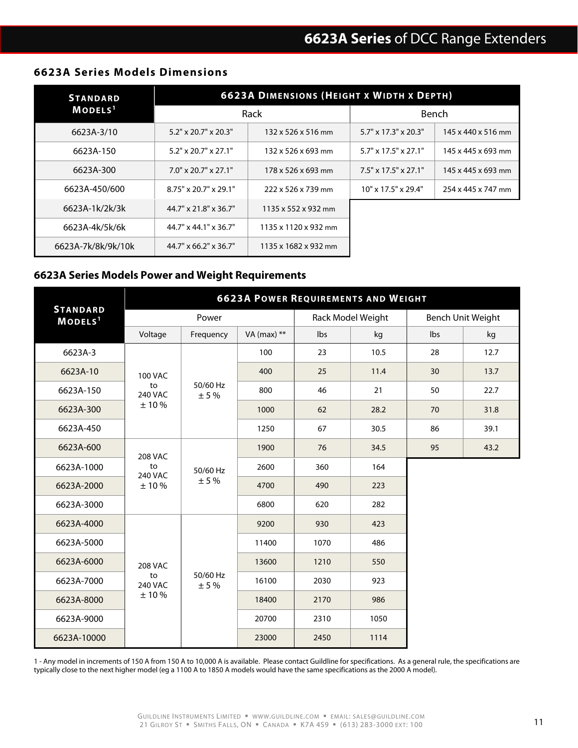## 6623A Series Models Dimensions

| Standard Models[1] | 6623A Dimensions (Height x Width x Depth) | | | |
|---|---|---|---|---|
| | Rack | | Bench | |
| 6623A-3/10 | 5.2" x 20.7" x 20.3" | 132 x 526 x 516 mm | 5.7" x 17.3" x 20.3" | 145 x 440 x 516 mm |
| 6623A-150 | 5.2" x 20.7" x 27.1" | 132 x 526 x 693 mm | 5.7" x 17.5" x 27.1" | 145 x 445 x 693 mm |
| 6623A-300 | 7.0" x 20.7" x 27.1" | 178 x 526 x 693 mm | 7.5" x 17.5" x 27.1" | 145 x 445 x 693 mm |
| 6623A-450/600 | 8.75" x 20.7" x 29.1" | 222 x 526 x 739 mm | 10" x 17.5" x 29.4" | 254 x 445 x 747 mm |
| 6623A-1k/2k/3k | 44.7" x 21.8" x 36.7" | 1135 x 552 x 932 mm | | |
| 6623A-4k/5k/6k | 44.7" x 44.1" x 36.7" | 1135 x 1120 x 932 mm | | |
| 6623A-7k/8k/9k/10k | 44.7" x 66.2" x 36.7" | 1135 x 1682 x 932 mm | | |

## 6623A Series Models Power and Weight Requirements

| Standard Models[1] | 6623A Power Requirements and Weight | | | | | | |
|---|---|---|---|---|---|---|---|
| | Power | | | Rack Model Weight | | Bench Unit Weight | |
| | Voltage | Frequency | VA (max) ** | lbs | kg | lbs | kg |
| 6623A-3 | 100 VAC to 240 VAC ± 10 % | 50/60 Hz ± 5 % | 100 | 23 | 10.5 | 28 | 12.7 |
| 6623A-10 | | | 400 | 25 | 11.4 | 30 | 13.7 |
| 6623A-150 | | | 800 | 46 | 21 | 50 | 22.7 |
| 6623A-300 | | | 1000 | 62 | 28.2 | 70 | 31.8 |
| 6623A-450 | | | 1250 | 67 | 30.5 | 86 | 39.1 |
| 6623A-600 | 208 VAC to 240 VAC ± 10 % | 50/60 Hz ± 5 % | 1900 | 76 | 34.5 | 95 | 43.2 |
| 6623A-1000 | | | 2600 | 360 | 164 | | |
| 6623A-2000 | | | 4700 | 490 | 223 | | |
| 6623A-3000 | | | 6800 | 620 | 282 | | |
| 6623A-4000 | 208 VAC to 240 VAC ± 10 % | 50/60 Hz ± 5 % | 9200 | 930 | 423 | | |
| 6623A-5000 | | | 11400 | 1070 | 486 | | |
| 6623A-6000 | | | 13600 | 1210 | 550 | | |
| 6623A-7000 | | | 16100 | 2030 | 923 | | |
| 6623A-8000 | | | 18400 | 2170 | 986 | | |
| 6623A-9000 | | | 20700 | 2310 | 1050 | | |
| 6623A-10000 | | | 23000 | 2450 | 1114 | | |

1 - Any model in increments of 150 A from 150 A to 10,000 A is available. Please contact Guildline for specifications. As a general rule, the specifications are typically close to the next higher model (eg a 1100 A to 1850 A models would have the same specifications as the 2000 A model).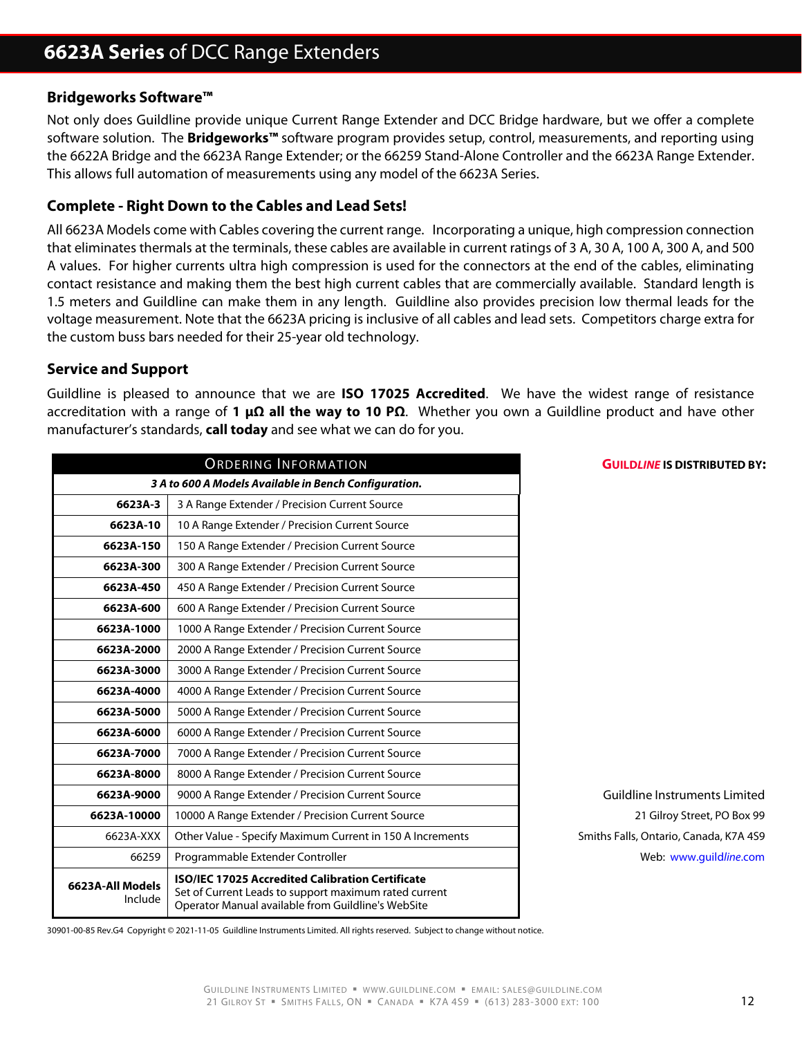# 6623A Series of DCC Range Extenders

### Bridgeworks Software™

Not only does Guildline provide unique Current Range Extender and DCC Bridge hardware, but we offer a complete software solution. The **Bridgeworks™** software program provides setup, control, measurements, and reporting using the 6622A Bridge and the 6623A Range Extender; or the 66259 Stand-Alone Controller and the 6623A Range Extender. This allows full automation of measurements using any model of the 6623A Series.

### Complete - Right Down to the Cables and Lead Sets!

All 6623A Models come with Cables covering the current range. Incorporating a unique, high compression connection that eliminates thermals at the terminals, these cables are available in current ratings of 3 A, 30 A, 100 A, 300 A, and 500 A values. For higher currents ultra high compression is used for the connectors at the end of the cables, eliminating contact resistance and making them the best high current cables that are commercially available. Standard length is 1.5 meters and Guildline can make them in any length. Guildline also provides precision low thermal leads for the voltage measurement. Note that the 6623A pricing is inclusive of all cables and lead sets. Competitors charge extra for the custom buss bars needed for their 25-year old technology.

### Service and Support

Guildline is pleased to announce that we are **ISO 17025 Accredited**. We have the widest range of resistance accreditation with a range of **1 µΩ all the way to 10 PΩ**. Whether you own a Guildline product and have other manufacturer's standards, **call today** and see what we can do for you.

| ORDERING INFORMATION | |
|---|---|
| ***3 A to 600 A Models Available in Bench Configuration.*** | |
| **6623A-3** | 3 A Range Extender / Precision Current Source |
| **6623A-10** | 10 A Range Extender / Precision Current Source |
| **6623A-150** | 150 A Range Extender / Precision Current Source |
| **6623A-300** | 300 A Range Extender / Precision Current Source |
| **6623A-450** | 450 A Range Extender / Precision Current Source |
| **6623A-600** | 600 A Range Extender / Precision Current Source |
| **6623A-1000** | 1000 A Range Extender / Precision Current Source |
| **6623A-2000** | 2000 A Range Extender / Precision Current Source |
| **6623A-3000** | 3000 A Range Extender / Precision Current Source |
| **6623A-4000** | 4000 A Range Extender / Precision Current Source |
| **6623A-5000** | 5000 A Range Extender / Precision Current Source |
| **6623A-6000** | 6000 A Range Extender / Precision Current Source |
| **6623A-7000** | 7000 A Range Extender / Precision Current Source |
| **6623A-8000** | 8000 A Range Extender / Precision Current Source |
| **6623A-9000** | 9000 A Range Extender / Precision Current Source |
| **6623A-10000** | 10000 A Range Extender / Precision Current Source |
| 6623A-XXX | Other Value - Specify Maximum Current in 150 A Increments |
| 66259 | Programmable Extender Controller |
| **6623A-All Models** Include | **ISO/IEC 17025 Accredited Calibration Certificate**<br>Set of Current Leads to support maximum rated current<br>Operator Manual available from Guildline's WebSite |

**GUILD*LINE* IS DISTRIBUTED BY:**

Guildline Instruments Limited
21 Gilroy Street, PO Box 99
Smiths Falls, Ontario, Canada, K7A 4S9
Web: www.guildline.com

30901-00-85 Rev.G4 Copyright © 2021-11-05 Guildline Instruments Limited. All rights reserved. Subject to change without notice.